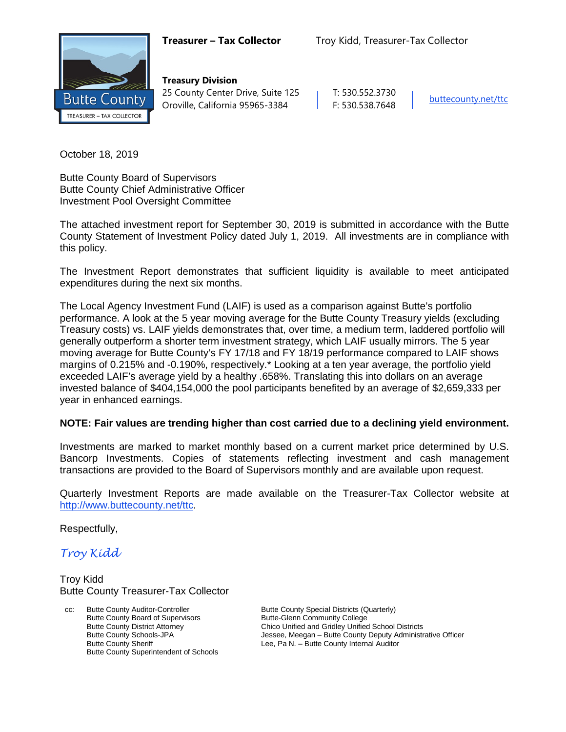**Treasurer – Tax Collector** Troy Kidd, Treasurer-Tax Collector

**Treasury Division**
25 County Center Drive, Suite 125
Oroville, California 95965-3384

T: 530.552.3730
F: 530.538.7648

buttecounty.net/ttc

October 18, 2019

Butte County Board of Supervisors
Butte County Chief Administrative Officer
Investment Pool Oversight Committee

The attached investment report for September 30, 2019 is submitted in accordance with the Butte County Statement of Investment Policy dated July 1, 2019. All investments are in compliance with this policy.

The Investment Report demonstrates that sufficient liquidity is available to meet anticipated expenditures during the next six months.

The Local Agency Investment Fund (LAIF) is used as a comparison against Butte's portfolio performance. A look at the 5 year moving average for the Butte County Treasury yields (excluding Treasury costs) vs. LAIF yields demonstrates that, over time, a medium term, laddered portfolio will generally outperform a shorter term investment strategy, which LAIF usually mirrors. The 5 year moving average for Butte County's FY 17/18 and FY 18/19 performance compared to LAIF shows margins of 0.215% and -0.190%, respectively.* Looking at a ten year average, the portfolio yield exceeded LAIF's average yield by a healthy .658%. Translating this into dollars on an average invested balance of $404,154,000 the pool participants benefited by an average of $2,659,333 per year in enhanced earnings.

**NOTE: Fair values are trending higher than cost carried due to a declining yield environment.**

Investments are marked to market monthly based on a current market price determined by U.S. Bancorp Investments. Copies of statements reflecting investment and cash management transactions are provided to the Board of Supervisors monthly and are available upon request.

Quarterly Investment Reports are made available on the Treasurer-Tax Collector website at http://www.buttecounty.net/ttc.

Respectfully,

*Troy Kidd*

Troy Kidd
Butte County Treasurer-Tax Collector

cc:
Butte County Auditor-Controller
Butte County Board of Supervisors
Butte County District Attorney
Butte County Schools-JPA
Butte County Sheriff
Butte County Superintendent of Schools
Butte County Special Districts (Quarterly)
Butte-Glenn Community College
Chico Unified and Gridley Unified School Districts
Jessee, Meegan – Butte County Deputy Administrative Officer
Lee, Pa N. – Butte County Internal Auditor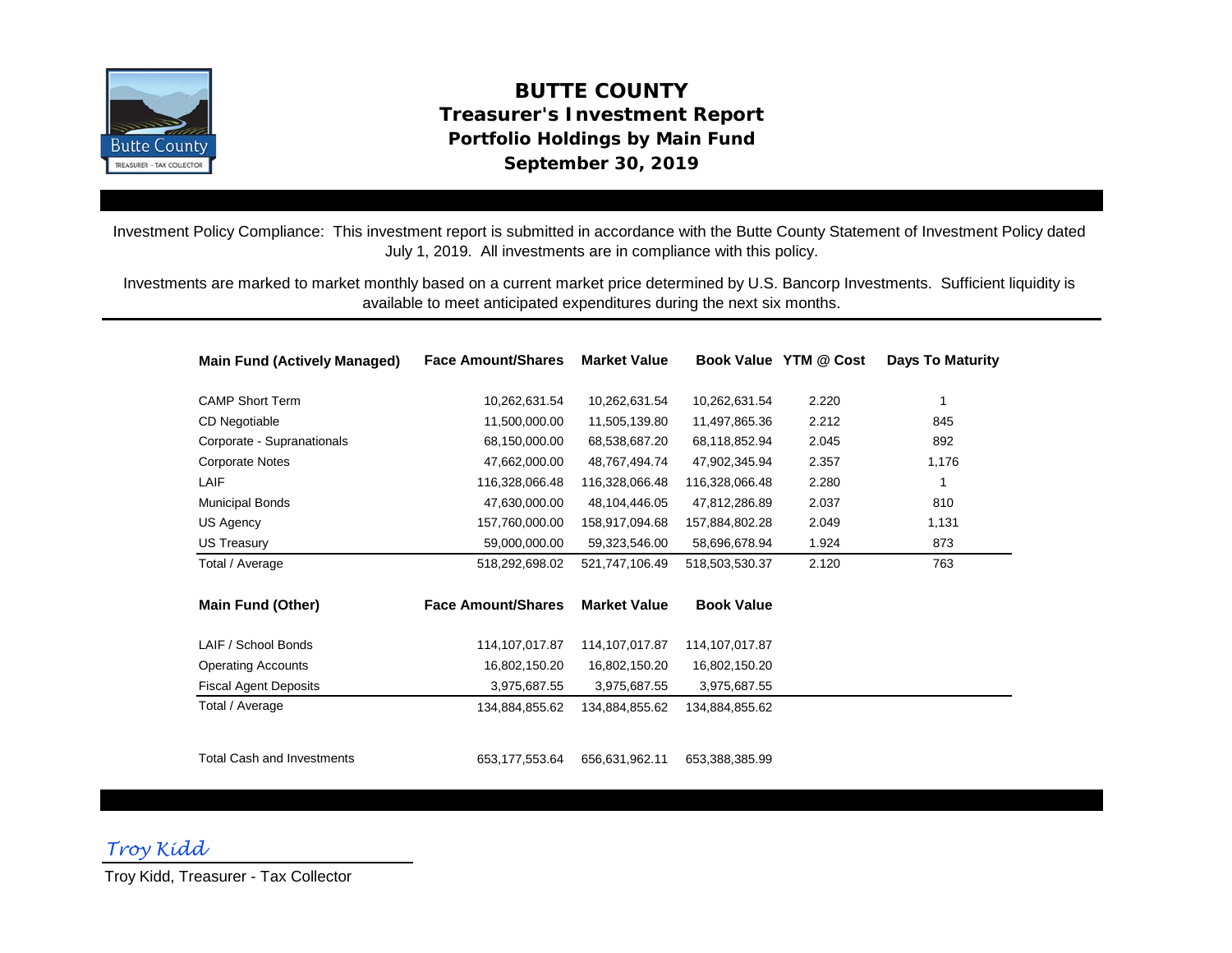# BUTTE COUNTY
## Treasurer's Investment Report
### Portfolio Holdings by Main Fund
### September 30, 2019

Investment Policy Compliance: This investment report is submitted in accordance with the Butte County Statement of Investment Policy dated July 1, 2019. All investments are in compliance with this policy.

Investments are marked to market monthly based on a current market price determined by U.S. Bancorp Investments. Sufficient liquidity is available to meet anticipated expenditures during the next six months.

| Main Fund (Actively Managed) | Face Amount/Shares | Market Value | Book Value | YTM @ Cost | Days To Maturity |
|---|---|---|---|---|---|
| CAMP Short Term | 10,262,631.54 | 10,262,631.54 | 10,262,631.54 | 2.220 | 1 |
| CD Negotiable | 11,500,000.00 | 11,505,139.80 | 11,497,865.36 | 2.212 | 845 |
| Corporate - Supranationals | 68,150,000.00 | 68,538,687.20 | 68,118,852.94 | 2.045 | 892 |
| Corporate Notes | 47,662,000.00 | 48,767,494.74 | 47,902,345.94 | 2.357 | 1,176 |
| LAIF | 116,328,066.48 | 116,328,066.48 | 116,328,066.48 | 2.280 | 1 |
| Municipal Bonds | 47,630,000.00 | 48,104,446.05 | 47,812,286.89 | 2.037 | 810 |
| US Agency | 157,760,000.00 | 158,917,094.68 | 157,884,802.28 | 2.049 | 1,131 |
| US Treasury | 59,000,000.00 | 59,323,546.00 | 58,696,678.94 | 1.924 | 873 |
| Total / Average | 518,292,698.02 | 521,747,106.49 | 518,503,530.37 | 2.120 | 763 |

| Main Fund (Other) | Face Amount/Shares | Market Value | Book Value |
|---|---|---|---|
| LAIF / School Bonds | 114,107,017.87 | 114,107,017.87 | 114,107,017.87 |
| Operating Accounts | 16,802,150.20 | 16,802,150.20 | 16,802,150.20 |
| Fiscal Agent Deposits | 3,975,687.55 | 3,975,687.55 | 3,975,687.55 |
| Total / Average | 134,884,855.62 | 134,884,855.62 | 134,884,855.62 |
| | | | |
| Total Cash and Investments | 653,177,553.64 | 656,631,962.11 | 653,388,385.99 |

*Troy Kidd*

Troy Kidd, Treasurer - Tax Collector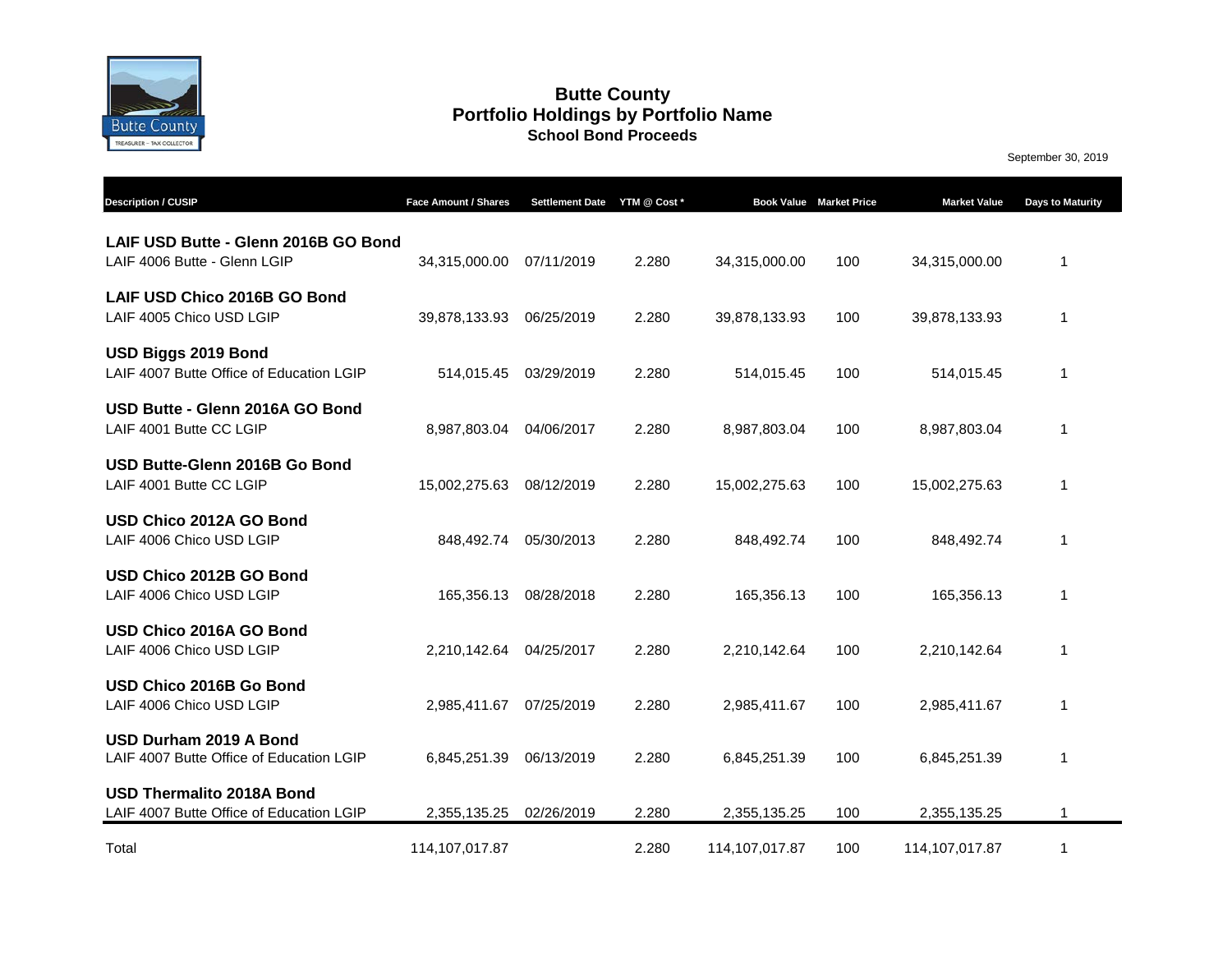# Butte County
## Portfolio Holdings by Portfolio Name
### School Bond Proceeds

September 30, 2019

| Description / CUSIP | Face Amount / Shares | Settlement Date | YTM @ Cost * | Book Value | Market Price | Market Value | Days to Maturity |
|---|---|---|---|---|---|---|---|
| **LAIF USD Butte - Glenn 2016B GO Bond** | | | | | | | |
| LAIF 4006 Butte - Glenn LGIP | 34,315,000.00 | 07/11/2019 | 2.280 | 34,315,000.00 | 100 | 34,315,000.00 | 1 |
| **LAIF USD Chico 2016B GO Bond** | | | | | | | |
| LAIF 4005 Chico USD LGIP | 39,878,133.93 | 06/25/2019 | 2.280 | 39,878,133.93 | 100 | 39,878,133.93 | 1 |
| **USD Biggs 2019 Bond** | | | | | | | |
| LAIF 4007 Butte Office of Education LGIP | 514,015.45 | 03/29/2019 | 2.280 | 514,015.45 | 100 | 514,015.45 | 1 |
| **USD Butte - Glenn 2016A GO Bond** | | | | | | | |
| LAIF 4001 Butte CC LGIP | 8,987,803.04 | 04/06/2017 | 2.280 | 8,987,803.04 | 100 | 8,987,803.04 | 1 |
| **USD Butte-Glenn 2016B Go Bond** | | | | | | | |
| LAIF 4001 Butte CC LGIP | 15,002,275.63 | 08/12/2019 | 2.280 | 15,002,275.63 | 100 | 15,002,275.63 | 1 |
| **USD Chico 2012A GO Bond** | | | | | | | |
| LAIF 4006 Chico USD LGIP | 848,492.74 | 05/30/2013 | 2.280 | 848,492.74 | 100 | 848,492.74 | 1 |
| **USD Chico 2012B GO Bond** | | | | | | | |
| LAIF 4006 Chico USD LGIP | 165,356.13 | 08/28/2018 | 2.280 | 165,356.13 | 100 | 165,356.13 | 1 |
| **USD Chico 2016A GO Bond** | | | | | | | |
| LAIF 4006 Chico USD LGIP | 2,210,142.64 | 04/25/2017 | 2.280 | 2,210,142.64 | 100 | 2,210,142.64 | 1 |
| **USD Chico 2016B Go Bond** | | | | | | | |
| LAIF 4006 Chico USD LGIP | 2,985,411.67 | 07/25/2019 | 2.280 | 2,985,411.67 | 100 | 2,985,411.67 | 1 |
| **USD Durham 2019 A Bond** | | | | | | | |
| LAIF 4007 Butte Office of Education LGIP | 6,845,251.39 | 06/13/2019 | 2.280 | 6,845,251.39 | 100 | 6,845,251.39 | 1 |
| **USD Thermalito 2018A Bond** | | | | | | | |
| LAIF 4007 Butte Office of Education LGIP | 2,355,135.25 | 02/26/2019 | 2.280 | 2,355,135.25 | 100 | 2,355,135.25 | 1 |
| Total | 114,107,017.87 | | 2.280 | 114,107,017.87 | 100 | 114,107,017.87 | 1 |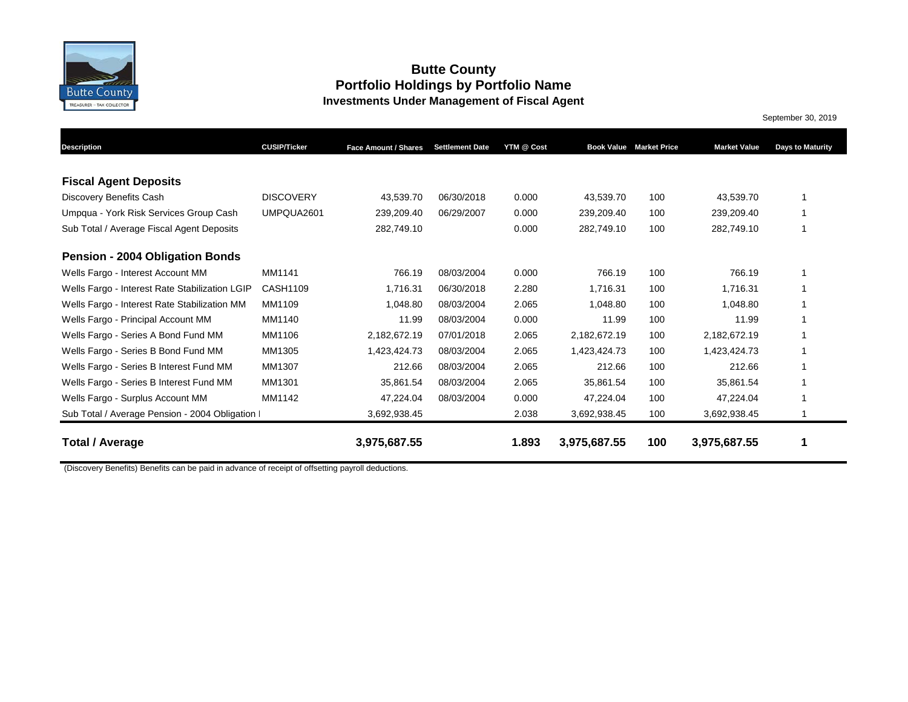# Butte County
## Portfolio Holdings by Portfolio Name
### Investments Under Management of Fiscal Agent

September 30, 2019

| Description | CUSIP/Ticker | Face Amount / Shares | Settlement Date | YTM @ Cost | Book Value | Market Price | Market Value | Days to Maturity |
|---|---|---|---|---|---|---|---|---|
| **Fiscal Agent Deposits** | | | | | | | | |
| Discovery Benefits Cash | DISCOVERY | 43,539.70 | 06/30/2018 | 0.000 | 43,539.70 | 100 | 43,539.70 | 1 |
| Umpqua - York Risk Services Group Cash | UMPQUA2601 | 239,209.40 | 06/29/2007 | 0.000 | 239,209.40 | 100 | 239,209.40 | 1 |
| Sub Total / Average Fiscal Agent Deposits | | 282,749.10 | | 0.000 | 282,749.10 | 100 | 282,749.10 | 1 |
| **Pension - 2004 Obligation Bonds** | | | | | | | | |
| Wells Fargo - Interest Account MM | MM1141 | 766.19 | 08/03/2004 | 0.000 | 766.19 | 100 | 766.19 | 1 |
| Wells Fargo - Interest Rate Stabilization LGIP | CASH1109 | 1,716.31 | 06/30/2018 | 2.280 | 1,716.31 | 100 | 1,716.31 | 1 |
| Wells Fargo - Interest Rate Stabilization MM | MM1109 | 1,048.80 | 08/03/2004 | 2.065 | 1,048.80 | 100 | 1,048.80 | 1 |
| Wells Fargo - Principal Account MM | MM1140 | 11.99 | 08/03/2004 | 0.000 | 11.99 | 100 | 11.99 | 1 |
| Wells Fargo - Series A Bond Fund MM | MM1106 | 2,182,672.19 | 07/01/2018 | 2.065 | 2,182,672.19 | 100 | 2,182,672.19 | 1 |
| Wells Fargo - Series B Bond Fund MM | MM1305 | 1,423,424.73 | 08/03/2004 | 2.065 | 1,423,424.73 | 100 | 1,423,424.73 | 1 |
| Wells Fargo - Series B Interest Fund MM | MM1307 | 212.66 | 08/03/2004 | 2.065 | 212.66 | 100 | 212.66 | 1 |
| Wells Fargo - Series B Interest Fund MM | MM1301 | 35,861.54 | 08/03/2004 | 2.065 | 35,861.54 | 100 | 35,861.54 | 1 |
| Wells Fargo - Surplus Account MM | MM1142 | 47,224.04 | 08/03/2004 | 0.000 | 47,224.04 | 100 | 47,224.04 | 1 |
| Sub Total / Average Pension - 2004 Obligation I | | 3,692,938.45 | | 2.038 | 3,692,938.45 | 100 | 3,692,938.45 | 1 |
| **Total / Average** | | **3,975,687.55** | | **1.893** | **3,975,687.55** | **100** | **3,975,687.55** | **1** |

(Discovery Benefits) Benefits can be paid in advance of receipt of offsetting payroll deductions.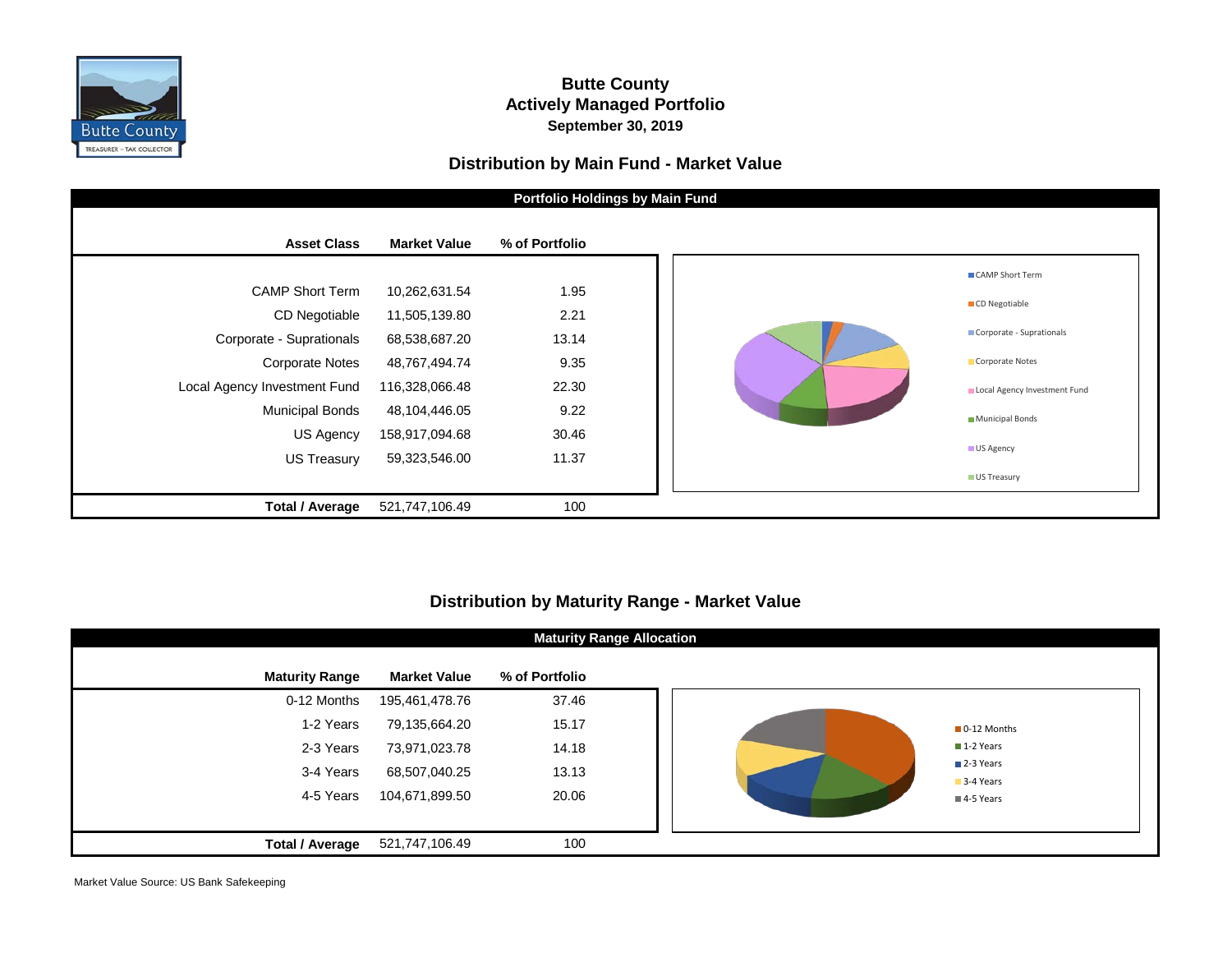# Butte County
## Actively Managed Portfolio
### September 30, 2019

## Distribution by Main Fund - Market Value

**Portfolio Holdings by Main Fund**

| Asset Class | Market Value | % of Portfolio |
|---|---|---|
| CAMP Short Term | 10,262,631.54 | 1.95 |
| CD Negotiable | 11,505,139.80 | 2.21 |
| Corporate - Supprationals | 68,538,687.20 | 13.14 |
| Corporate Notes | 48,767,494.74 | 9.35 |
| Local Agency Investment Fund | 116,328,066.48 | 22.30 |
| Municipal Bonds | 48,104,446.05 | 9.22 |
| US Agency | 158,917,094.68 | 30.46 |
| US Treasury | 59,323,546.00 | 11.37 |
| **Total / Average** | 521,747,106.49 | 100 |

## Distribution by Maturity Range - Market Value

**Maturity Range Allocation**

| Maturity Range | Market Value | % of Portfolio |
|---|---|---|
| 0-12 Months | 195,461,478.76 | 37.46 |
| 1-2 Years | 79,135,664.20 | 15.17 |
| 2-3 Years | 73,971,023.78 | 14.18 |
| 3-4 Years | 68,507,040.25 | 13.13 |
| 4-5 Years | 104,671,899.50 | 20.06 |
| **Total / Average** | 521,747,106.49 | 100 |

Market Value Source: US Bank Safekeeping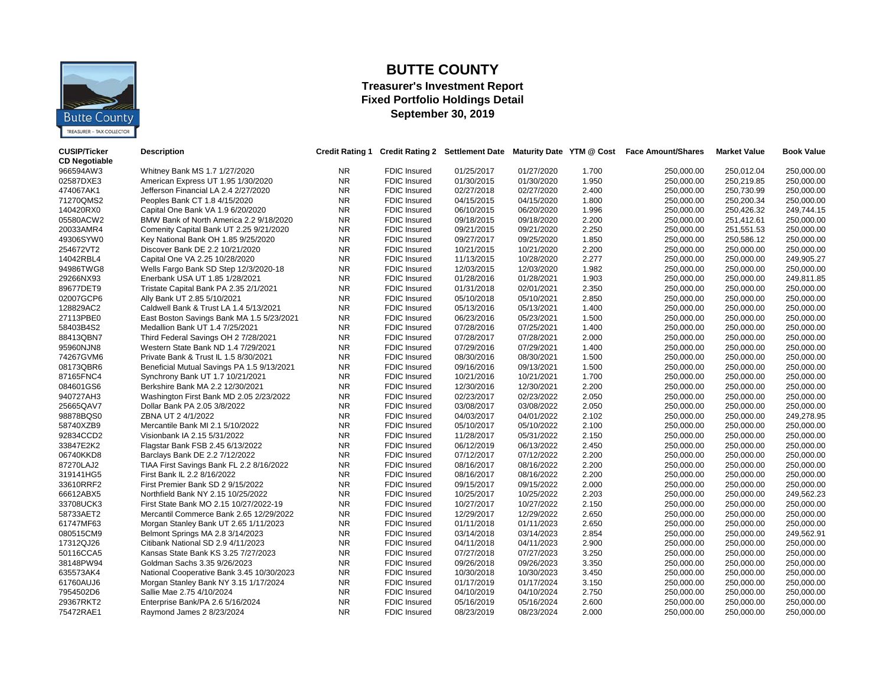# BUTTE COUNTY

## Treasurer's Investment Report
## Fixed Portfolio Holdings Detail
## September 30, 2019

| CUSIP/Ticker | Description | Credit Rating 1 | Credit Rating 2 | Settlement Date | Maturity Date | YTM @ Cost | Face Amount/Shares | Market Value | Book Value |
|---|---|---|---|---|---|---|---|---|---|
| **CD Negotiable** | | | | | | | | | |
| 966594AW3 | Whitney Bank MS 1.7 1/27/2020 | NR | FDIC Insured | 01/25/2017 | 01/27/2020 | 1.700 | 250,000.00 | 250,012.04 | 250,000.00 |
| 02587DXE3 | American Express UT 1.95 1/30/2020 | NR | FDIC Insured | 01/30/2015 | 01/30/2020 | 1.950 | 250,000.00 | 250,219.85 | 250,000.00 |
| 474067AK1 | Jefferson Financial LA 2.4 2/27/2020 | NR | FDIC Insured | 02/27/2018 | 02/27/2020 | 2.400 | 250,000.00 | 250,730.99 | 250,000.00 |
| 71270QMS2 | Peoples Bank CT 1.8 4/15/2020 | NR | FDIC Insured | 04/15/2015 | 04/15/2020 | 1.800 | 250,000.00 | 250,200.34 | 250,000.00 |
| 140420RX0 | Capital One Bank VA 1.9 6/20/2020 | NR | FDIC Insured | 06/10/2015 | 06/20/2020 | 1.996 | 250,000.00 | 250,426.32 | 249,744.15 |
| 05580ACW2 | BMW Bank of North America 2.2 9/18/2020 | NR | FDIC Insured | 09/18/2015 | 09/18/2020 | 2.200 | 250,000.00 | 251,412.61 | 250,000.00 |
| 20033AMR4 | Comenity Capital Bank UT 2.25 9/21/2020 | NR | FDIC Insured | 09/21/2015 | 09/21/2020 | 2.250 | 250,000.00 | 251,551.53 | 250,000.00 |
| 49306SYW0 | Key National Bank OH 1.85 9/25/2020 | NR | FDIC Insured | 09/27/2017 | 09/25/2020 | 1.850 | 250,000.00 | 250,586.12 | 250,000.00 |
| 254672VT2 | Discover Bank DE 2.2 10/21/2020 | NR | FDIC Insured | 10/21/2015 | 10/21/2020 | 2.200 | 250,000.00 | 250,000.00 | 250,000.00 |
| 14042RBL4 | Capital One VA 2.25 10/28/2020 | NR | FDIC Insured | 11/13/2015 | 10/28/2020 | 2.277 | 250,000.00 | 250,000.00 | 249,905.27 |
| 94986TWG8 | Wells Fargo Bank SD Step 12/3/2020-18 | NR | FDIC Insured | 12/03/2015 | 12/03/2020 | 1.982 | 250,000.00 | 250,000.00 | 250,000.00 |
| 29266NX93 | Enerbank USA UT 1.85 1/28/2021 | NR | FDIC Insured | 01/28/2016 | 01/28/2021 | 1.903 | 250,000.00 | 250,000.00 | 249,811.85 |
| 89677DET9 | Tristate Capital Bank PA 2.35 2/1/2021 | NR | FDIC Insured | 01/31/2018 | 02/01/2021 | 2.350 | 250,000.00 | 250,000.00 | 250,000.00 |
| 02007GCP6 | Ally Bank UT 2.85 5/10/2021 | NR | FDIC Insured | 05/10/2018 | 05/10/2021 | 2.850 | 250,000.00 | 250,000.00 | 250,000.00 |
| 128829AC2 | Caldwell Bank & Trust LA 1.4 5/13/2021 | NR | FDIC Insured | 05/13/2016 | 05/13/2021 | 1.400 | 250,000.00 | 250,000.00 | 250,000.00 |
| 27113PBE0 | East Boston Savings Bank MA 1.5 5/23/2021 | NR | FDIC Insured | 06/23/2016 | 05/23/2021 | 1.500 | 250,000.00 | 250,000.00 | 250,000.00 |
| 58403B4S2 | Medallion Bank UT 1.4 7/25/2021 | NR | FDIC Insured | 07/28/2016 | 07/25/2021 | 1.400 | 250,000.00 | 250,000.00 | 250,000.00 |
| 88413QBN7 | Third Federal Savings OH 2 7/28/2021 | NR | FDIC Insured | 07/28/2017 | 07/28/2021 | 2.000 | 250,000.00 | 250,000.00 | 250,000.00 |
| 95960NJN8 | Western State Bank ND 1.4 7/29/2021 | NR | FDIC Insured | 07/29/2016 | 07/29/2021 | 1.400 | 250,000.00 | 250,000.00 | 250,000.00 |
| 74267GVM6 | Private Bank & Trust IL 1.5 8/30/2021 | NR | FDIC Insured | 08/30/2016 | 08/30/2021 | 1.500 | 250,000.00 | 250,000.00 | 250,000.00 |
| 08173QBR6 | Beneficial Mutual Savings PA 1.5 9/13/2021 | NR | FDIC Insured | 09/16/2016 | 09/13/2021 | 1.500 | 250,000.00 | 250,000.00 | 250,000.00 |
| 87165FNC4 | Synchrony Bank UT 1.7 10/21/2021 | NR | FDIC Insured | 10/21/2016 | 10/21/2021 | 1.700 | 250,000.00 | 250,000.00 | 250,000.00 |
| 084601GS6 | Berkshire Bank MA 2.2 12/30/2021 | NR | FDIC Insured | 12/30/2016 | 12/30/2021 | 2.200 | 250,000.00 | 250,000.00 | 250,000.00 |
| 940727AH3 | Washington First Bank MD 2.05 2/23/2022 | NR | FDIC Insured | 02/23/2017 | 02/23/2022 | 2.050 | 250,000.00 | 250,000.00 | 250,000.00 |
| 25665QAV7 | Dollar Bank PA 2.05 3/8/2022 | NR | FDIC Insured | 03/08/2017 | 03/08/2022 | 2.050 | 250,000.00 | 250,000.00 | 250,000.00 |
| 98878BQS0 | ZBNA UT 2 4/1/2022 | NR | FDIC Insured | 04/03/2017 | 04/01/2022 | 2.102 | 250,000.00 | 250,000.00 | 249,278.95 |
| 58740XZB9 | Mercantile Bank MI 2.1 5/10/2022 | NR | FDIC Insured | 05/10/2017 | 05/10/2022 | 2.100 | 250,000.00 | 250,000.00 | 250,000.00 |
| 92834CCD2 | Visionbank IA 2.15 5/31/2022 | NR | FDIC Insured | 11/28/2017 | 05/31/2022 | 2.150 | 250,000.00 | 250,000.00 | 250,000.00 |
| 33847E2K2 | Flagstar Bank FSB 2.45 6/13/2022 | NR | FDIC Insured | 06/12/2019 | 06/13/2022 | 2.450 | 250,000.00 | 250,000.00 | 250,000.00 |
| 06740KKD8 | Barclays Bank DE 2.2 7/12/2022 | NR | FDIC Insured | 07/12/2017 | 07/12/2022 | 2.200 | 250,000.00 | 250,000.00 | 250,000.00 |
| 87270LAJ2 | TIAA First Savings Bank FL 2.2 8/16/2022 | NR | FDIC Insured | 08/16/2017 | 08/16/2022 | 2.200 | 250,000.00 | 250,000.00 | 250,000.00 |
| 319141HG5 | First Bank IL 2.2 8/16/2022 | NR | FDIC Insured | 08/16/2017 | 08/16/2022 | 2.200 | 250,000.00 | 250,000.00 | 250,000.00 |
| 33610RRF2 | First Premier Bank SD 2 9/15/2022 | NR | FDIC Insured | 09/15/2017 | 09/15/2022 | 2.000 | 250,000.00 | 250,000.00 | 250,000.00 |
| 66612ABX5 | Northfield Bank NY 2.15 10/25/2022 | NR | FDIC Insured | 10/25/2017 | 10/25/2022 | 2.203 | 250,000.00 | 250,000.00 | 249,562.23 |
| 33708UCK3 | First State Bank MO 2.15 10/27/2022-19 | NR | FDIC Insured | 10/27/2017 | 10/27/2022 | 2.150 | 250,000.00 | 250,000.00 | 250,000.00 |
| 58733AET2 | Mercantil Commerce Bank 2.65 12/29/2022 | NR | FDIC Insured | 12/29/2017 | 12/29/2022 | 2.650 | 250,000.00 | 250,000.00 | 250,000.00 |
| 61747MF63 | Morgan Stanley Bank UT 2.65 1/11/2023 | NR | FDIC Insured | 01/11/2018 | 01/11/2023 | 2.650 | 250,000.00 | 250,000.00 | 250,000.00 |
| 080515CM9 | Belmont Springs MA 2.8 3/14/2023 | NR | FDIC Insured | 03/14/2018 | 03/14/2023 | 2.854 | 250,000.00 | 250,000.00 | 249,562.91 |
| 17312QJ26 | Citibank National SD 2.9 4/11/2023 | NR | FDIC Insured | 04/11/2018 | 04/11/2023 | 2.900 | 250,000.00 | 250,000.00 | 250,000.00 |
| 50116CCA5 | Kansas State Bank KS 3.25 7/27/2023 | NR | FDIC Insured | 07/27/2018 | 07/27/2023 | 3.250 | 250,000.00 | 250,000.00 | 250,000.00 |
| 38148PW94 | Goldman Sachs 3.35 9/26/2023 | NR | FDIC Insured | 09/26/2018 | 09/26/2023 | 3.350 | 250,000.00 | 250,000.00 | 250,000.00 |
| 635573AK4 | National Cooperative Bank 3.45 10/30/2023 | NR | FDIC Insured | 10/30/2018 | 10/30/2023 | 3.450 | 250,000.00 | 250,000.00 | 250,000.00 |
| 61760AUJ6 | Morgan Stanley Bank NY 3.15 1/17/2024 | NR | FDIC Insured | 01/17/2019 | 01/17/2024 | 3.150 | 250,000.00 | 250,000.00 | 250,000.00 |
| 7954502D6 | Sallie Mae 2.75 4/10/2024 | NR | FDIC Insured | 04/10/2019 | 04/10/2024 | 2.750 | 250,000.00 | 250,000.00 | 250,000.00 |
| 29367RKT2 | Enterprise Bank/PA 2.6 5/16/2024 | NR | FDIC Insured | 05/16/2019 | 05/16/2024 | 2.600 | 250,000.00 | 250,000.00 | 250,000.00 |
| 75472RAE1 | Raymond James 2 8/23/2024 | NR | FDIC Insured | 08/23/2019 | 08/23/2024 | 2.000 | 250,000.00 | 250,000.00 | 250,000.00 |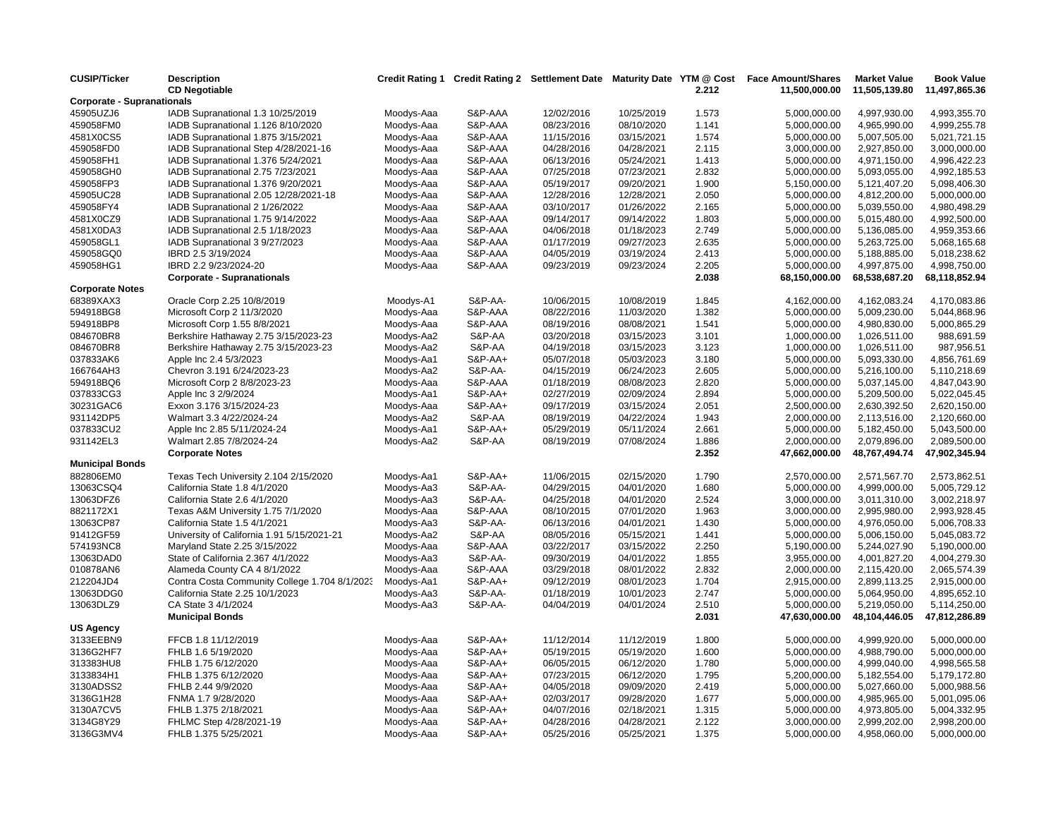| CUSIP/Ticker | Description | Credit Rating 1 | Credit Rating 2 | Settlement Date | Maturity Date | YTM @ Cost | Face Amount/Shares | Market Value | Book Value |
|---|---|---|---|---|---|---|---|---|---|
| | **CD Negotiable** | | | | | **2.212** | **11,500,000.00** | **11,505,139.80** | **11,497,865.36** |
| **Corporate - Supranationals** | | | | | | | | | |
| 45905UZJ6 | IADB Supranational 1.3 10/25/2019 | Moodys-Aaa | S&P-AAA | 12/02/2016 | 10/25/2019 | 1.573 | 5,000,000.00 | 4,997,930.00 | 4,993,355.70 |
| 459058FM0 | IADB Supranational 1.126 8/10/2020 | Moodys-Aaa | S&P-AAA | 08/23/2016 | 08/10/2020 | 1.141 | 5,000,000.00 | 4,965,990.00 | 4,999,255.78 |
| 4581X0CS5 | IADB Supranational 1.875 3/15/2021 | Moodys-Aaa | S&P-AAA | 11/15/2016 | 03/15/2021 | 1.574 | 5,000,000.00 | 5,007,505.00 | 5,021,721.15 |
| 459058FD0 | IADB Supranational Step 4/28/2021-16 | Moodys-Aaa | S&P-AAA | 04/28/2016 | 04/28/2021 | 2.115 | 3,000,000.00 | 2,927,850.00 | 3,000,000.00 |
| 459058FH1 | IADB Supranational 1.376 5/24/2021 | Moodys-Aaa | S&P-AAA | 06/13/2016 | 05/24/2021 | 1.413 | 5,000,000.00 | 4,971,150.00 | 4,996,422.23 |
| 459058GH0 | IADB Supranational 2.75 7/23/2021 | Moodys-Aaa | S&P-AAA | 07/25/2018 | 07/23/2021 | 2.832 | 5,000,000.00 | 5,093,055.00 | 4,992,185.53 |
| 459058FP3 | IADB Supranational 1.376 9/20/2021 | Moodys-Aaa | S&P-AAA | 05/19/2017 | 09/20/2021 | 1.900 | 5,150,000.00 | 5,121,407.20 | 5,098,406.30 |
| 45905UC28 | IADB Supranational 2.05 12/28/2021-18 | Moodys-Aaa | S&P-AAA | 12/28/2016 | 12/28/2021 | 2.050 | 5,000,000.00 | 4,812,200.00 | 5,000,000.00 |
| 459058FY4 | IADB Supranational 2 1/26/2022 | Moodys-Aaa | S&P-AAA | 03/10/2017 | 01/26/2022 | 2.165 | 5,000,000.00 | 5,039,550.00 | 4,980,498.29 |
| 4581X0CZ9 | IADB Supranational 1.75 9/14/2022 | Moodys-Aaa | S&P-AAA | 09/14/2017 | 09/14/2022 | 1.803 | 5,000,000.00 | 5,015,480.00 | 4,992,500.00 |
| 4581X0DA3 | IADB Supranational 2.5 1/18/2023 | Moodys-Aaa | S&P-AAA | 04/06/2018 | 01/18/2023 | 2.749 | 5,000,000.00 | 5,136,085.00 | 4,959,353.66 |
| 459058GL1 | IADB Supranational 3 9/27/2023 | Moodys-Aaa | S&P-AAA | 01/17/2019 | 09/27/2023 | 2.635 | 5,000,000.00 | 5,263,725.00 | 5,068,165.68 |
| 459058GQ0 | IBRD 2.5 3/19/2024 | Moodys-Aaa | S&P-AAA | 04/05/2019 | 03/19/2024 | 2.413 | 5,000,000.00 | 5,188,885.00 | 5,018,238.62 |
| 459058HG1 | IBRD 2.2 9/23/2024-20 | Moodys-Aaa | S&P-AAA | 09/23/2019 | 09/23/2024 | 2.205 | 5,000,000.00 | 4,997,875.00 | 4,998,750.00 |
| | **Corporate - Supranationals** | | | | | **2.038** | **68,150,000.00** | **68,538,687.20** | **68,118,852.94** |
| **Corporate Notes** | | | | | | | | | |
| 68389XAX3 | Oracle Corp 2.25 10/8/2019 | Moodys-A1 | S&P-AA- | 10/06/2015 | 10/08/2019 | 1.845 | 4,162,000.00 | 4,162,083.24 | 4,170,083.86 |
| 594918BG8 | Microsoft Corp 2 11/3/2020 | Moodys-Aaa | S&P-AAA | 08/22/2016 | 11/03/2020 | 1.382 | 5,000,000.00 | 5,009,230.00 | 5,044,868.96 |
| 594918BP8 | Microsoft Corp 1.55 8/8/2021 | Moodys-Aaa | S&P-AAA | 08/19/2016 | 08/08/2021 | 1.541 | 5,000,000.00 | 4,980,830.00 | 5,000,865.29 |
| 084670BR8 | Berkshire Hathaway 2.75 3/15/2023-23 | Moodys-Aa2 | S&P-AA | 03/20/2018 | 03/15/2023 | 3.101 | 1,000,000.00 | 1,026,511.00 | 988,691.59 |
| 084670BR8 | Berkshire Hathaway 2.75 3/15/2023-23 | Moodys-Aa2 | S&P-AA | 04/19/2018 | 03/15/2023 | 3.123 | 1,000,000.00 | 1,026,511.00 | 987,956.51 |
| 037833AK6 | Apple Inc 2.4 5/3/2023 | Moodys-Aa1 | S&P-AA+ | 05/07/2018 | 05/03/2023 | 3.180 | 5,000,000.00 | 5,093,330.00 | 4,856,761.69 |
| 166764AH3 | Chevron 3.191 6/24/2023-23 | Moodys-Aa2 | S&P-AA- | 04/15/2019 | 06/24/2023 | 2.605 | 5,000,000.00 | 5,216,100.00 | 5,110,218.69 |
| 594918BQ6 | Microsoft Corp 2 8/8/2023-23 | Moodys-Aaa | S&P-AAA | 01/18/2019 | 08/08/2023 | 2.820 | 5,000,000.00 | 5,037,145.00 | 4,847,043.90 |
| 037833CG3 | Apple Inc 3 2/9/2024 | Moodys-Aa1 | S&P-AA+ | 02/27/2019 | 02/09/2024 | 2.894 | 5,000,000.00 | 5,209,500.00 | 5,022,045.45 |
| 30231GAC6 | Exxon 3.176 3/15/2024-23 | Moodys-Aaa | S&P-AA+ | 09/17/2019 | 03/15/2024 | 2.051 | 2,500,000.00 | 2,630,392.50 | 2,620,150.00 |
| 931142DP5 | Walmart 3.3 4/22/2024-24 | Moodys-Aa2 | S&P-AA | 08/19/2019 | 04/22/2024 | 1.943 | 2,000,000.00 | 2,113,516.00 | 2,120,660.00 |
| 037833CU2 | Apple Inc 2.85 5/11/2024-24 | Moodys-Aa1 | S&P-AA+ | 05/29/2019 | 05/11/2024 | 2.661 | 5,000,000.00 | 5,182,450.00 | 5,043,500.00 |
| 931142EL3 | Walmart 2.85 7/8/2024-24 | Moodys-Aa2 | S&P-AA | 08/19/2019 | 07/08/2024 | 1.886 | 2,000,000.00 | 2,079,896.00 | 2,089,500.00 |
| | **Corporate Notes** | | | | | **2.352** | **47,662,000.00** | **48,767,494.74** | **47,902,345.94** |
| **Municipal Bonds** | | | | | | | | | |
| 882806EM0 | Texas Tech University 2.104 2/15/2020 | Moodys-Aa1 | S&P-AA+ | 11/06/2015 | 02/15/2020 | 1.790 | 2,570,000.00 | 2,571,567.70 | 2,573,862.51 |
| 13063CSQ4 | California State 1.8 4/1/2020 | Moodys-Aa3 | S&P-AA- | 04/29/2015 | 04/01/2020 | 1.680 | 5,000,000.00 | 4,999,000.00 | 5,005,729.12 |
| 13063DFZ6 | California State 2.6 4/1/2020 | Moodys-Aa3 | S&P-AA- | 04/25/2018 | 04/01/2020 | 2.524 | 3,000,000.00 | 3,011,310.00 | 3,002,218.97 |
| 8821172X1 | Texas A&M University 1.75 7/1/2020 | Moodys-Aaa | S&P-AAA | 08/10/2015 | 07/01/2020 | 1.963 | 3,000,000.00 | 2,995,980.00 | 2,993,928.45 |
| 13063CP87 | California State 1.5 4/1/2021 | Moodys-Aa3 | S&P-AA- | 06/13/2016 | 04/01/2021 | 1.430 | 5,000,000.00 | 4,976,050.00 | 5,006,708.33 |
| 91412GF59 | University of California 1.91 5/15/2021-21 | Moodys-Aa2 | S&P-AA | 08/05/2016 | 05/15/2021 | 1.441 | 5,000,000.00 | 5,006,150.00 | 5,045,083.72 |
| 574193NC8 | Maryland State 2.25 3/15/2022 | Moodys-Aaa | S&P-AAA | 03/22/2017 | 03/15/2022 | 2.250 | 5,190,000.00 | 5,244,027.90 | 5,190,000.00 |
| 13063DAD0 | State of California 2.367 4/1/2022 | Moodys-Aa3 | S&P-AA- | 09/30/2019 | 04/01/2022 | 1.855 | 3,955,000.00 | 4,001,827.20 | 4,004,279.30 |
| 010878AN6 | Alameda County CA 4 8/1/2022 | Moodys-Aaa | S&P-AAA | 03/29/2018 | 08/01/2022 | 2.832 | 2,000,000.00 | 2,115,420.00 | 2,065,574.39 |
| 212204JD4 | Contra Costa Community College 1.704 8/1/2023 | Moodys-Aa1 | S&P-AA+ | 09/12/2019 | 08/01/2023 | 1.704 | 2,915,000.00 | 2,899,113.25 | 2,915,000.00 |
| 13063DDG0 | California State 2.25 10/1/2023 | Moodys-Aa3 | S&P-AA- | 01/18/2019 | 10/01/2023 | 2.747 | 5,000,000.00 | 5,064,950.00 | 4,895,652.10 |
| 13063DLZ9 | CA State 3 4/1/2024 | Moodys-Aa3 | S&P-AA- | 04/04/2019 | 04/01/2024 | 2.510 | 5,000,000.00 | 5,219,050.00 | 5,114,250.00 |
| | **Municipal Bonds** | | | | | **2.031** | **47,630,000.00** | **48,104,446.05** | **47,812,286.89** |
| **US Agency** | | | | | | | | | |
| 3133EEBN9 | FFCB 1.8 11/12/2019 | Moodys-Aaa | S&P-AA+ | 11/12/2014 | 11/12/2019 | 1.800 | 5,000,000.00 | 4,999,920.00 | 5,000,000.00 |
| 3136G2HF7 | FHLB 1.6 5/19/2020 | Moodys-Aaa | S&P-AA+ | 05/19/2015 | 05/19/2020 | 1.600 | 5,000,000.00 | 4,988,790.00 | 5,000,000.00 |
| 313383HU8 | FHLB 1.75 6/12/2020 | Moodys-Aaa | S&P-AA+ | 06/05/2015 | 06/12/2020 | 1.780 | 5,000,000.00 | 4,999,040.00 | 4,998,565.58 |
| 3133834H1 | FHLB 1.375 6/12/2020 | Moodys-Aaa | S&P-AA+ | 07/23/2015 | 06/12/2020 | 1.795 | 5,200,000.00 | 5,182,554.00 | 5,179,172.80 |
| 3130ADSS2 | FHLB 2.44 9/9/2020 | Moodys-Aaa | S&P-AA+ | 04/05/2018 | 09/09/2020 | 2.419 | 5,000,000.00 | 5,027,660.00 | 5,000,988.56 |
| 3136G1H28 | FNMA 1.7 9/28/2020 | Moodys-Aaa | S&P-AA+ | 02/03/2017 | 09/28/2020 | 1.677 | 5,000,000.00 | 4,985,965.00 | 5,001,095.06 |
| 3130A7CV5 | FHLB 1.375 2/18/2021 | Moodys-Aaa | S&P-AA+ | 04/07/2016 | 02/18/2021 | 1.315 | 5,000,000.00 | 4,973,805.00 | 5,004,332.95 |
| 3134G8Y29 | FHLMC Step 4/28/2021-19 | Moodys-Aaa | S&P-AA+ | 04/28/2016 | 04/28/2021 | 2.122 | 3,000,000.00 | 2,999,202.00 | 2,998,200.00 |
| 3136G3MV4 | FHLB 1.375 5/25/2021 | Moodys-Aaa | S&P-AA+ | 05/25/2016 | 05/25/2021 | 1.375 | 5,000,000.00 | 4,958,060.00 | 5,000,000.00 |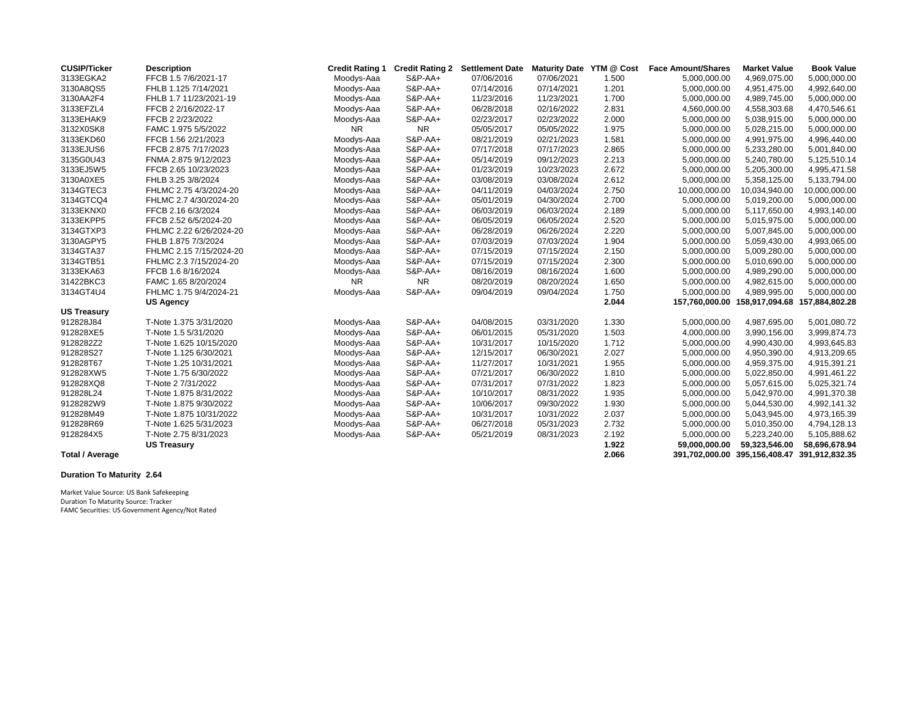| CUSIP/Ticker | Description | Credit Rating 1 | Credit Rating 2 | Settlement Date | Maturity Date | YTM @ Cost | Face Amount/Shares | Market Value | Book Value |
|---|---|---|---|---|---|---|---|---|---|
| 3133EGKA2 | FFCB 1.5 7/6/2021-17 | Moodys-Aaa | S&P-AA+ | 07/06/2016 | 07/06/2021 | 1.500 | 5,000,000.00 | 4,969,075.00 | 5,000,000.00 |
| 3130A8QS5 | FHLB 1.125 7/14/2021 | Moodys-Aaa | S&P-AA+ | 07/14/2016 | 07/14/2021 | 1.201 | 5,000,000.00 | 4,951,475.00 | 4,992,640.00 |
| 3130AA2F4 | FHLB 1.7 11/23/2021-19 | Moodys-Aaa | S&P-AA+ | 11/23/2016 | 11/23/2021 | 1.700 | 5,000,000.00 | 4,989,745.00 | 5,000,000.00 |
| 3133EFZL4 | FFCB 2 2/16/2022-17 | Moodys-Aaa | S&P-AA+ | 06/28/2018 | 02/16/2022 | 2.831 | 4,560,000.00 | 4,558,303.68 | 4,470,546.61 |
| 3133EHAK9 | FFCB 2 2/23/2022 | Moodys-Aaa | S&P-AA+ | 02/23/2017 | 02/23/2022 | 2.000 | 5,000,000.00 | 5,038,915.00 | 5,000,000.00 |
| 3132X0SK8 | FAMC 1.975 5/5/2022 | NR | NR | 05/05/2017 | 05/05/2022 | 1.975 | 5,000,000.00 | 5,028,215.00 | 5,000,000.00 |
| 3133EKD60 | FFCB 1.56 2/21/2023 | Moodys-Aaa | S&P-AA+ | 08/21/2019 | 02/21/2023 | 1.581 | 5,000,000.00 | 4,991,975.00 | 4,996,440.00 |
| 3133EJUS6 | FFCB 2.875 7/17/2023 | Moodys-Aaa | S&P-AA+ | 07/17/2018 | 07/17/2023 | 2.865 | 5,000,000.00 | 5,233,280.00 | 5,001,840.00 |
| 3135G0U43 | FNMA 2.875 9/12/2023 | Moodys-Aaa | S&P-AA+ | 05/14/2019 | 09/12/2023 | 2.213 | 5,000,000.00 | 5,240,780.00 | 5,125,510.14 |
| 3133EJ5W5 | FFCB 2.65 10/23/2023 | Moodys-Aaa | S&P-AA+ | 01/23/2019 | 10/23/2023 | 2.672 | 5,000,000.00 | 5,205,300.00 | 4,995,471.58 |
| 3130A0XE5 | FHLB 3.25 3/8/2024 | Moodys-Aaa | S&P-AA+ | 03/08/2019 | 03/08/2024 | 2.612 | 5,000,000.00 | 5,358,125.00 | 5,133,794.00 |
| 3134GTEC3 | FHLMC 2.75 4/3/2024-20 | Moodys-Aaa | S&P-AA+ | 04/11/2019 | 04/03/2024 | 2.750 | 10,000,000.00 | 10,034,940.00 | 10,000,000.00 |
| 3134GTCQ4 | FHLMC 2.7 4/30/2024-20 | Moodys-Aaa | S&P-AA+ | 05/01/2019 | 04/30/2024 | 2.700 | 5,000,000.00 | 5,019,200.00 | 5,000,000.00 |
| 3133EKNX0 | FFCB 2.16 6/3/2024 | Moodys-Aaa | S&P-AA+ | 06/03/2019 | 06/03/2024 | 2.189 | 5,000,000.00 | 5,117,650.00 | 4,993,140.00 |
| 3133EKPP5 | FFCB 2.52 6/5/2024-20 | Moodys-Aaa | S&P-AA+ | 06/05/2019 | 06/05/2024 | 2.520 | 5,000,000.00 | 5,015,975.00 | 5,000,000.00 |
| 3134GTXP3 | FHLMC 2.22 6/26/2024-20 | Moodys-Aaa | S&P-AA+ | 06/28/2019 | 06/26/2024 | 2.220 | 5,000,000.00 | 5,007,845.00 | 5,000,000.00 |
| 3130AGPY5 | FHLB 1.875 7/3/2024 | Moodys-Aaa | S&P-AA+ | 07/03/2019 | 07/03/2024 | 1.904 | 5,000,000.00 | 5,059,430.00 | 4,993,065.00 |
| 3134GTA37 | FHLMC 2.15 7/15/2024-20 | Moodys-Aaa | S&P-AA+ | 07/15/2019 | 07/15/2024 | 2.150 | 5,000,000.00 | 5,009,280.00 | 5,000,000.00 |
| 3134GTB51 | FHLMC 2.3 7/15/2024-20 | Moodys-Aaa | S&P-AA+ | 07/15/2019 | 07/15/2024 | 2.300 | 5,000,000.00 | 5,010,690.00 | 5,000,000.00 |
| 3133EKA63 | FFCB 1.6 8/16/2024 | Moodys-Aaa | S&P-AA+ | 08/16/2019 | 08/16/2024 | 1.600 | 5,000,000.00 | 4,989,290.00 | 5,000,000.00 |
| 31422BKC3 | FAMC 1.65 8/20/2024 | NR | NR | 08/20/2019 | 08/20/2024 | 1.650 | 5,000,000.00 | 4,982,615.00 | 5,000,000.00 |
| 3134GT4U4 | FHLMC 1.75 9/4/2024-21 | Moodys-Aaa | S&P-AA+ | 09/04/2019 | 09/04/2024 | 1.750 | 5,000,000.00 | 4,989,995.00 | 5,000,000.00 |
| | **US Agency** | | | | | **2.044** | **157,760,000.00** | **158,917,094.68** | **157,884,802.28** |
| **US Treasury** | | | | | | | | | |
| 912828J84 | T-Note 1.375 3/31/2020 | Moodys-Aaa | S&P-AA+ | 04/08/2015 | 03/31/2020 | 1.330 | 5,000,000.00 | 4,987,695.00 | 5,001,080.72 |
| 912828XE5 | T-Note 1.5 5/31/2020 | Moodys-Aaa | S&P-AA+ | 06/01/2015 | 05/31/2020 | 1.503 | 4,000,000.00 | 3,990,156.00 | 3,999,874.73 |
| 9128282Z2 | T-Note 1.625 10/15/2020 | Moodys-Aaa | S&P-AA+ | 10/31/2017 | 10/15/2020 | 1.712 | 5,000,000.00 | 4,990,430.00 | 4,993,645.83 |
| 912828S27 | T-Note 1.125 6/30/2021 | Moodys-Aaa | S&P-AA+ | 12/15/2017 | 06/30/2021 | 2.027 | 5,000,000.00 | 4,950,390.00 | 4,913,209.65 |
| 912828T67 | T-Note 1.25 10/31/2021 | Moodys-Aaa | S&P-AA+ | 11/27/2017 | 10/31/2021 | 1.955 | 5,000,000.00 | 4,959,375.00 | 4,915,391.21 |
| 912828XW5 | T-Note 1.75 6/30/2022 | Moodys-Aaa | S&P-AA+ | 07/21/2017 | 06/30/2022 | 1.810 | 5,000,000.00 | 5,022,850.00 | 4,991,461.22 |
| 912828XQ8 | T-Note 2 7/31/2022 | Moodys-Aaa | S&P-AA+ | 07/31/2017 | 07/31/2022 | 1.823 | 5,000,000.00 | 5,057,615.00 | 5,025,321.74 |
| 912828L24 | T-Note 1.875 8/31/2022 | Moodys-Aaa | S&P-AA+ | 10/10/2017 | 08/31/2022 | 1.935 | 5,000,000.00 | 5,042,970.00 | 4,991,370.38 |
| 9128282W9 | T-Note 1.875 9/30/2022 | Moodys-Aaa | S&P-AA+ | 10/06/2017 | 09/30/2022 | 1.930 | 5,000,000.00 | 5,044,530.00 | 4,992,141.32 |
| 912828M49 | T-Note 1.875 10/31/2022 | Moodys-Aaa | S&P-AA+ | 10/31/2017 | 10/31/2022 | 2.037 | 5,000,000.00 | 5,043,945.00 | 4,973,165.39 |
| 912828R69 | T-Note 1.625 5/31/2023 | Moodys-Aaa | S&P-AA+ | 06/27/2018 | 05/31/2023 | 2.732 | 5,000,000.00 | 5,010,350.00 | 4,794,128.13 |
| 9128284X5 | T-Note 2.75 8/31/2023 | Moodys-Aaa | S&P-AA+ | 05/21/2019 | 08/31/2023 | 2.192 | 5,000,000.00 | 5,223,240.00 | 5,105,888.62 |
| | **US Treasury** | | | | | **1.922** | **59,000,000.00** | **59,323,546.00** | **58,696,678.94** |
| **Total / Average** | | | | | | **2.066** | **391,702,000.00** | **395,156,408.47** | **391,912,832.35** |

**Duration To Maturity 2.64**

Market Value Source: US Bank Safekeeping
Duration To Maturity Source: Tracker
FAMC Securities: US Government Agency/Not Rated